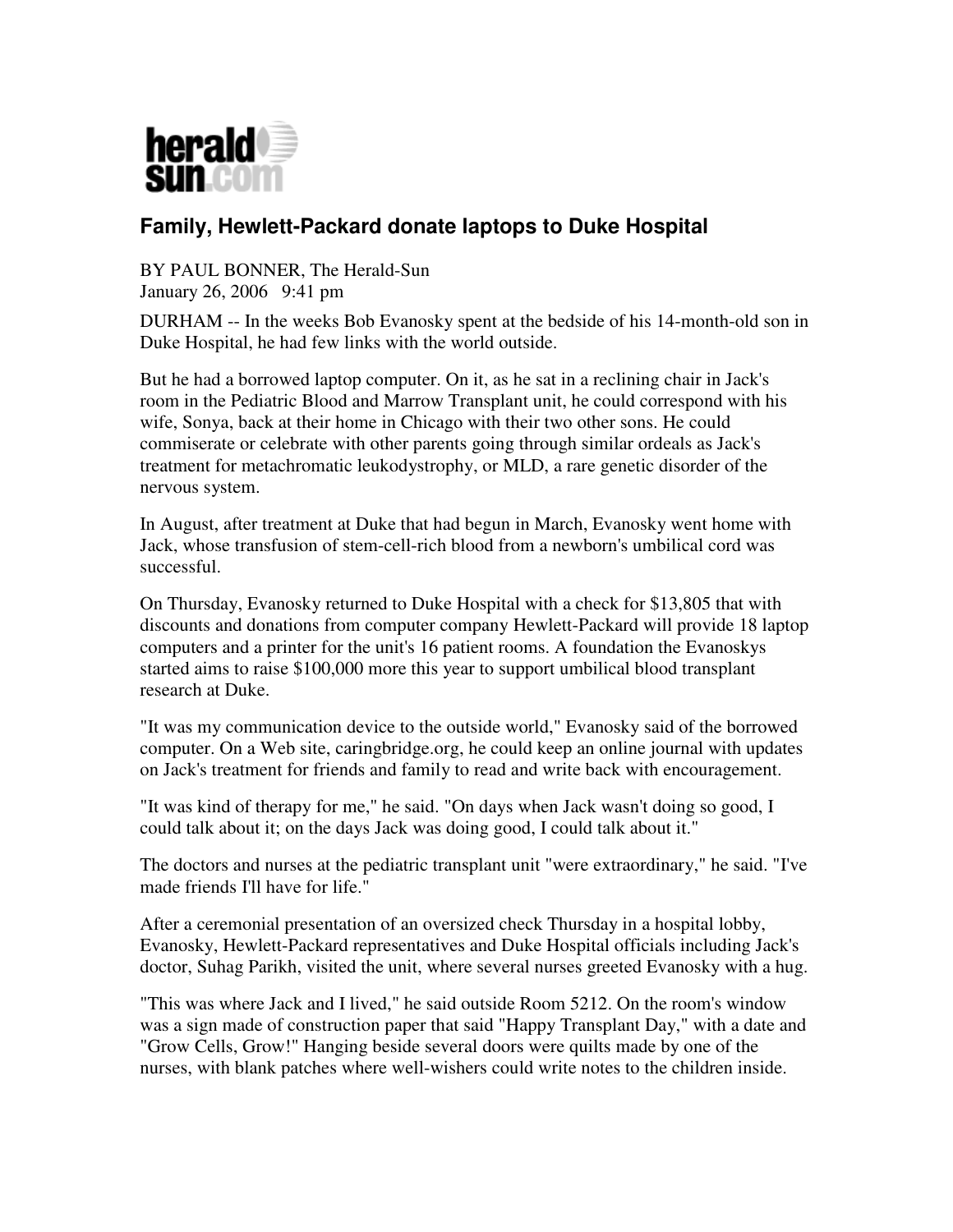heraldsun.com

# Family, Hewlett-Packard donate laptops to Duke Hospital

BY PAUL BONNER, The Herald-Sun
January 26, 2006 9:41 pm

DURHAM -- In the weeks Bob Evanosky spent at the bedside of his 14-month-old son in Duke Hospital, he had few links with the world outside.

But he had a borrowed laptop computer. On it, as he sat in a reclining chair in Jack's room in the Pediatric Blood and Marrow Transplant unit, he could correspond with his wife, Sonya, back at their home in Chicago with their two other sons. He could commiserate or celebrate with other parents going through similar ordeals as Jack's treatment for metachromatic leukodystrophy, or MLD, a rare genetic disorder of the nervous system.

In August, after treatment at Duke that had begun in March, Evanosky went home with Jack, whose transfusion of stem-cell-rich blood from a newborn's umbilical cord was successful.

On Thursday, Evanosky returned to Duke Hospital with a check for $13,805 that with discounts and donations from computer company Hewlett-Packard will provide 18 laptop computers and a printer for the unit's 16 patient rooms. A foundation the Evanoskys started aims to raise $100,000 more this year to support umbilical blood transplant research at Duke.

"It was my communication device to the outside world," Evanosky said of the borrowed computer. On a Web site, caringbridge.org, he could keep an online journal with updates on Jack's treatment for friends and family to read and write back with encouragement.

"It was kind of therapy for me," he said. "On days when Jack wasn't doing so good, I could talk about it; on the days Jack was doing good, I could talk about it."

The doctors and nurses at the pediatric transplant unit "were extraordinary," he said. "I've made friends I'll have for life."

After a ceremonial presentation of an oversized check Thursday in a hospital lobby, Evanosky, Hewlett-Packard representatives and Duke Hospital officials including Jack's doctor, Suhag Parikh, visited the unit, where several nurses greeted Evanosky with a hug.

"This was where Jack and I lived," he said outside Room 5212. On the room's window was a sign made of construction paper that said "Happy Transplant Day," with a date and "Grow Cells, Grow!" Hanging beside several doors were quilts made by one of the nurses, with blank patches where well-wishers could write notes to the children inside.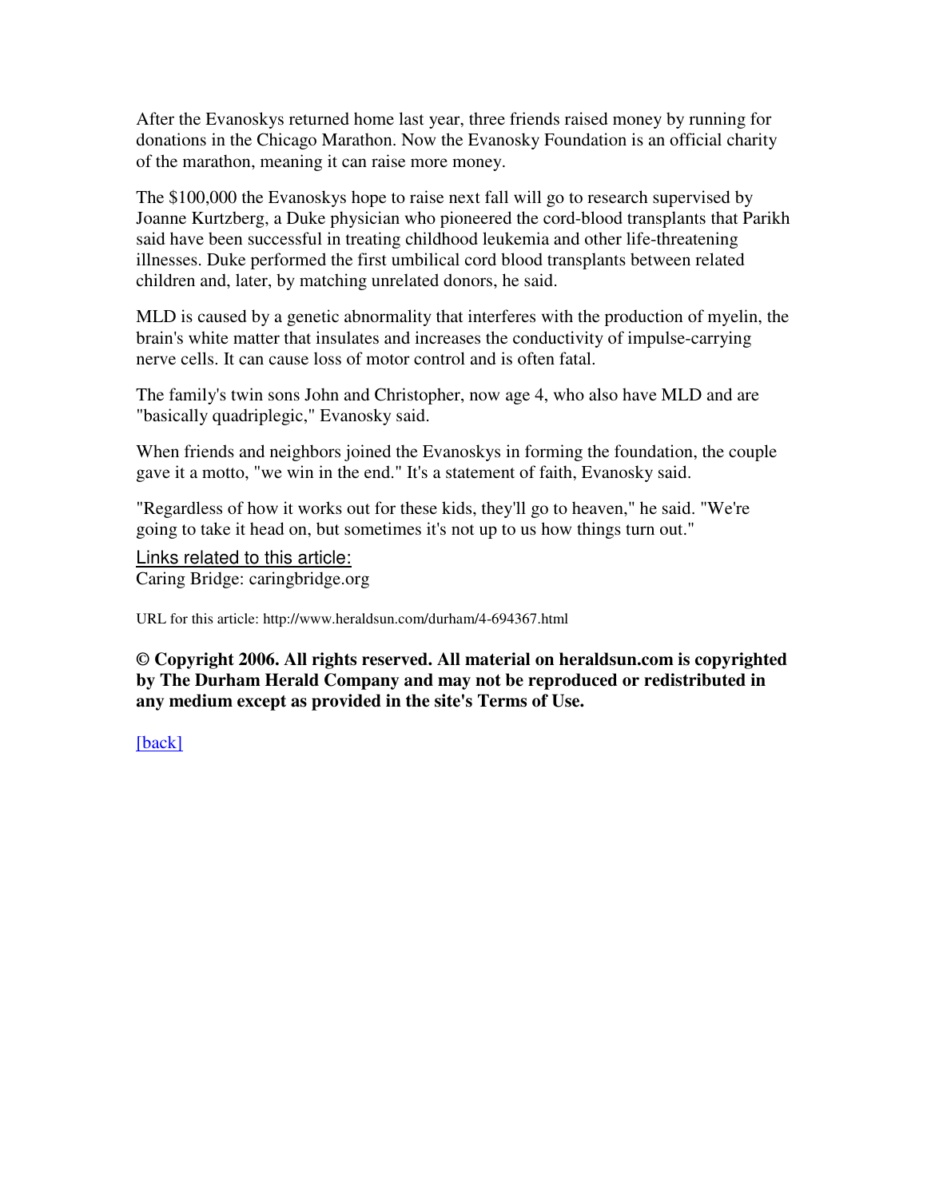After the Evanoskys returned home last year, three friends raised money by running for donations in the Chicago Marathon. Now the Evanosky Foundation is an official charity of the marathon, meaning it can raise more money.

The $100,000 the Evanoskys hope to raise next fall will go to research supervised by Joanne Kurtzberg, a Duke physician who pioneered the cord-blood transplants that Parikh said have been successful in treating childhood leukemia and other life-threatening illnesses. Duke performed the first umbilical cord blood transplants between related children and, later, by matching unrelated donors, he said.

MLD is caused by a genetic abnormality that interferes with the production of myelin, the brain's white matter that insulates and increases the conductivity of impulse-carrying nerve cells. It can cause loss of motor control and is often fatal.

The family's twin sons John and Christopher, now age 4, who also have MLD and are "basically quadriplegic," Evanosky said.

When friends and neighbors joined the Evanoskys in forming the foundation, the couple gave it a motto, "we win in the end." It's a statement of faith, Evanosky said.

"Regardless of how it works out for these kids, they'll go to heaven," he said. "We're going to take it head on, but sometimes it's not up to us how things turn out."

Links related to this article:
Caring Bridge: caringbridge.org

URL for this article: http://www.heraldsun.com/durham/4-694367.html

**© Copyright 2006. All rights reserved. All material on heraldsun.com is copyrighted by The Durham Herald Company and may not be reproduced or redistributed in any medium except as provided in the site's Terms of Use.**

[back]